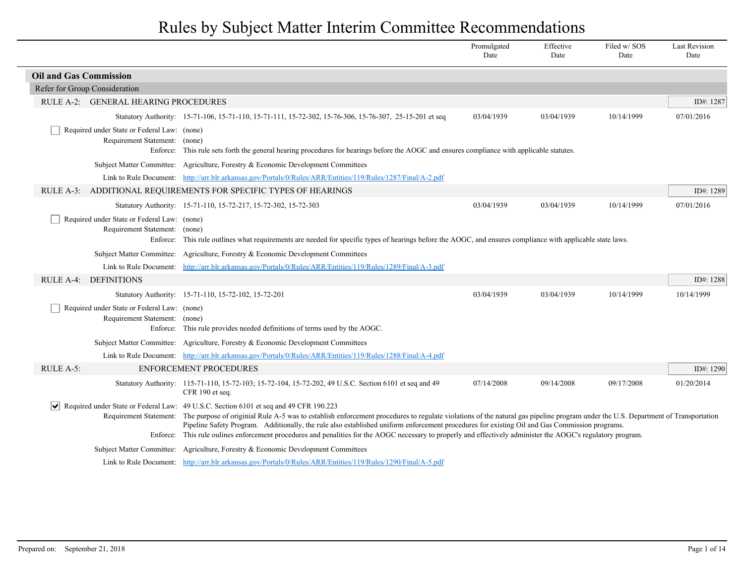# Rules by Subject Matter Interim Committee Recommendations

| | Promulgated Date | Effective Date | Filed w/ SOS Date | Last Revision Date |
|---|---|---|---|---|

## Oil and Gas Commission

### Refer for Group Consideration

**RULE A-2: GENERAL HEARING PROCEDURES** — ID#: 1287

| | Promulgated Date | Effective Date | Filed w/ SOS Date | Last Revision Date |
|---|---|---|---|---|
| Statutory Authority: 15-71-106, 15-71-110, 15-71-111, 15-72-302, 15-76-306, 15-76-307, 25-15-201 et seq | 03/04/1939 | 03/04/1939 | 10/14/1999 | 07/01/2016 |

- [ ] Required under State or Federal Law: (none)

Requirement Statement: (none)

Enforce: This rule sets forth the general hearing procedures for hearings before the AOGC and ensures compliance with applicable statutes.

Subject Matter Committee: Agriculture, Forestry & Economic Development Committees

Link to Rule Document: http://arr.blr.arkansas.gov/Portals/0/Rules/ARR/Entities/119/Rules/1287/Final/A-2.pdf

**RULE A-3: ADDITIONAL REQUIREMENTS FOR SPECIFIC TYPES OF HEARINGS** — ID#: 1289

| | Promulgated Date | Effective Date | Filed w/ SOS Date | Last Revision Date |
|---|---|---|---|---|
| Statutory Authority: 15-71-110, 15-72-217, 15-72-302, 15-72-303 | 03/04/1939 | 03/04/1939 | 10/14/1999 | 07/01/2016 |

- [ ] Required under State or Federal Law: (none)

Requirement Statement: (none)

Enforce: This rule outlines what requirements are needed for specific types of hearings before the AOGC, and ensures compliance with applicable state laws.

Subject Matter Committee: Agriculture, Forestry & Economic Development Committees

Link to Rule Document: http://arr.blr.arkansas.gov/Portals/0/Rules/ARR/Entities/119/Rules/1289/Final/A-3.pdf

**RULE A-4: DEFINITIONS** — ID#: 1288

| | Promulgated Date | Effective Date | Filed w/ SOS Date | Last Revision Date |
|---|---|---|---|---|
| Statutory Authority: 15-71-110, 15-72-102, 15-72-201 | 03/04/1939 | 03/04/1939 | 10/14/1999 | 10/14/1999 |

- [ ] Required under State or Federal Law: (none)

Requirement Statement: (none)

Enforce: This rule provides needed definitions of terms used by the AOGC.

Subject Matter Committee: Agriculture, Forestry & Economic Development Committees

Link to Rule Document: http://arr.blr.arkansas.gov/Portals/0/Rules/ARR/Entities/119/Rules/1288/Final/A-4.pdf

**RULE A-5: ENFORCEMENT PROCEDURES** — ID#: 1290

| | Promulgated Date | Effective Date | Filed w/ SOS Date | Last Revision Date |
|---|---|---|---|---|
| Statutory Authority: 115-71-110, 15-72-103; 15-72-104, 15-72-202, 49 U.S.C. Section 6101 et seq and 49 CFR 190 et seq. | 07/14/2008 | 09/14/2008 | 09/17/2008 | 01/20/2014 |

- [x] Required under State or Federal Law: 49 U.S.C. Section 6101 et seq and 49 CFR 190.223

Requirement Statement: The purpose of originial Rule A-5 was to establish enforcement procedures to regulate violations of the natural gas pipeline program under the U.S. Department of Transportation Pipeline Safety Program. Additionally, the rule also established uniform enforcement procedures for existing Oil and Gas Commission programs.

Enforce: This rule oulines enforcement procedures and penalities for the AOGC necessary to properly and effectively administer the AOGC's regulatory program.

Subject Matter Committee: Agriculture, Forestry & Economic Development Committees

Link to Rule Document: http://arr.blr.arkansas.gov/Portals/0/Rules/ARR/Entities/119/Rules/1290/Final/A-5.pdf

Prepared on: September 21, 2018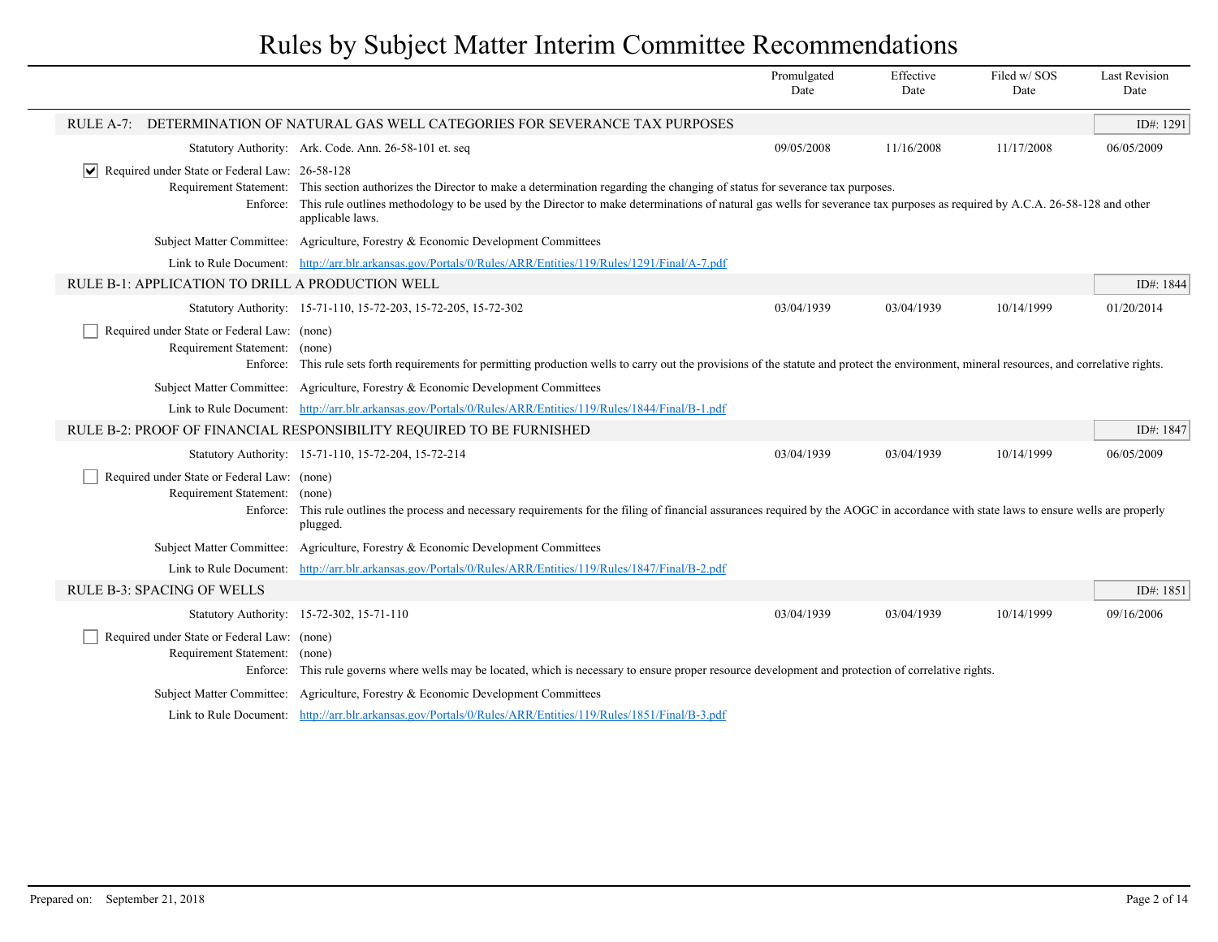# Rules by Subject Matter Interim Committee Recommendations

| | Promulgated Date | Effective Date | Filed w/ SOS Date | Last Revision Date |
|---|---|---|---|---|

## RULE A-7: DETERMINATION OF NATURAL GAS WELL CATEGORIES FOR SEVERANCE TAX PURPOSES

ID#: 1291

| | Promulgated Date | Effective Date | Filed w/ SOS Date | Last Revision Date |
|---|---|---|---|---|
| Statutory Authority: Ark. Code. Ann. 26-58-101 et. seq | 09/05/2008 | 11/16/2008 | 11/17/2008 | 06/05/2009 |

- [x] Required under State or Federal Law: 26-58-128

Requirement Statement: This section authorizes the Director to make a determination regarding the changing of status for severance tax purposes.

Enforce: This rule outlines methodology to be used by the Director to make determinations of natural gas wells for severance tax purposes as required by A.C.A. 26-58-128 and other applicable laws.

Subject Matter Committee: Agriculture, Forestry & Economic Development Committees

Link to Rule Document: http://arr.blr.arkansas.gov/Portals/0/Rules/ARR/Entities/119/Rules/1291/Final/A-7.pdf

## RULE B-1: APPLICATION TO DRILL A PRODUCTION WELL

ID#: 1844

| | Promulgated Date | Effective Date | Filed w/ SOS Date | Last Revision Date |
|---|---|---|---|---|
| Statutory Authority: 15-71-110, 15-72-203, 15-72-205, 15-72-302 | 03/04/1939 | 03/04/1939 | 10/14/1999 | 01/20/2014 |

- [ ] Required under State or Federal Law: (none)

Requirement Statement: (none)

Enforce: This rule sets forth requirements for permitting production wells to carry out the provisions of the statute and protect the environment, mineral resources, and correlative rights.

Subject Matter Committee: Agriculture, Forestry & Economic Development Committees

Link to Rule Document: http://arr.blr.arkansas.gov/Portals/0/Rules/ARR/Entities/119/Rules/1844/Final/B-1.pdf

## RULE B-2: PROOF OF FINANCIAL RESPONSIBILITY REQUIRED TO BE FURNISHED

ID#: 1847

| | Promulgated Date | Effective Date | Filed w/ SOS Date | Last Revision Date |
|---|---|---|---|---|
| Statutory Authority: 15-71-110, 15-72-204, 15-72-214 | 03/04/1939 | 03/04/1939 | 10/14/1999 | 06/05/2009 |

- [ ] Required under State or Federal Law: (none)

Requirement Statement: (none)

Enforce: This rule outlines the process and necessary requirements for the filing of financial assurances required by the AOGC in accordance with state laws to ensure wells are properly plugged.

Subject Matter Committee: Agriculture, Forestry & Economic Development Committees

Link to Rule Document: http://arr.blr.arkansas.gov/Portals/0/Rules/ARR/Entities/119/Rules/1847/Final/B-2.pdf

## RULE B-3: SPACING OF WELLS

ID#: 1851

| | Promulgated Date | Effective Date | Filed w/ SOS Date | Last Revision Date |
|---|---|---|---|---|
| Statutory Authority: 15-72-302, 15-71-110 | 03/04/1939 | 03/04/1939 | 10/14/1999 | 09/16/2006 |

- [ ] Required under State or Federal Law: (none)

Requirement Statement: (none)

Enforce: This rule governs where wells may be located, which is necessary to ensure proper resource development and protection of correlative rights.

Subject Matter Committee: Agriculture, Forestry & Economic Development Committees

Link to Rule Document: http://arr.blr.arkansas.gov/Portals/0/Rules/ARR/Entities/119/Rules/1851/Final/B-3.pdf

Prepared on: September 21, 2018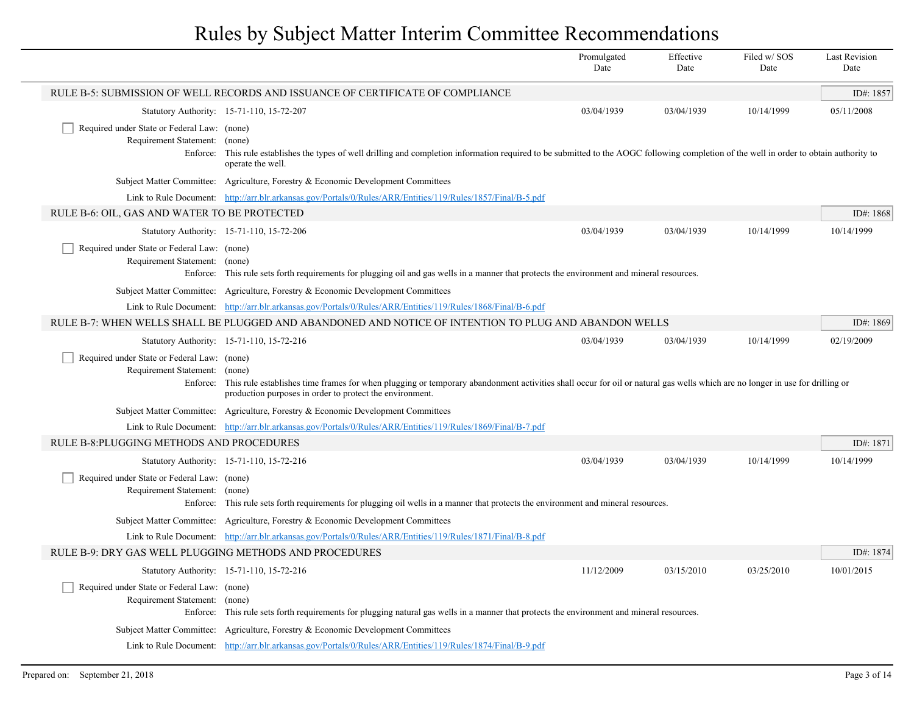# Rules by Subject Matter Interim Committee Recommendations

| | Promulgated Date | Effective Date | Filed w/ SOS Date | Last Revision Date |
|---|---|---|---|---|

## RULE B-5: SUBMISSION OF WELL RECORDS AND ISSUANCE OF CERTIFICATE OF COMPLIANCE

ID#: 1857

| Statutory Authority: 15-71-110, 15-72-207 | Promulgated Date | Effective Date | Filed w/ SOS Date | Last Revision Date |
|---|---|---|---|---|
| | 03/04/1939 | 03/04/1939 | 10/14/1999 | 05/11/2008 |

- [ ] Required under State or Federal Law: (none)

Requirement Statement: (none)

Enforce: This rule establishes the types of well drilling and completion information required to be submitted to the AOGC following completion of the well in order to obtain authority to operate the well.

Subject Matter Committee: Agriculture, Forestry & Economic Development Committees

Link to Rule Document: http://arr.blr.arkansas.gov/Portals/0/Rules/ARR/Entities/119/Rules/1857/Final/B-5.pdf

## RULE B-6: OIL, GAS AND WATER TO BE PROTECTED

ID#: 1868

| Statutory Authority: 15-71-110, 15-72-206 | Promulgated Date | Effective Date | Filed w/ SOS Date | Last Revision Date |
|---|---|---|---|---|
| | 03/04/1939 | 03/04/1939 | 10/14/1999 | 10/14/1999 |

- [ ] Required under State or Federal Law: (none)

Requirement Statement: (none)

Enforce: This rule sets forth requirements for plugging oil and gas wells in a manner that protects the environment and mineral resources.

Subject Matter Committee: Agriculture, Forestry & Economic Development Committees

Link to Rule Document: http://arr.blr.arkansas.gov/Portals/0/Rules/ARR/Entities/119/Rules/1868/Final/B-6.pdf

## RULE B-7: WHEN WELLS SHALL BE PLUGGED AND ABANDONED AND NOTICE OF INTENTION TO PLUG AND ABANDON WELLS

ID#: 1869

| Statutory Authority: 15-71-110, 15-72-216 | Promulgated Date | Effective Date | Filed w/ SOS Date | Last Revision Date |
|---|---|---|---|---|
| | 03/04/1939 | 03/04/1939 | 10/14/1999 | 02/19/2009 |

- [ ] Required under State or Federal Law: (none)

Requirement Statement: (none)

Enforce: This rule establishes time frames for when plugging or temporary abandonment activities shall occur for oil or natural gas wells which are no longer in use for drilling or production purposes in order to protect the environment.

Subject Matter Committee: Agriculture, Forestry & Economic Development Committees

Link to Rule Document: http://arr.blr.arkansas.gov/Portals/0/Rules/ARR/Entities/119/Rules/1869/Final/B-7.pdf

## RULE B-8:PLUGGING METHODS AND PROCEDURES

ID#: 1871

| Statutory Authority: 15-71-110, 15-72-216 | Promulgated Date | Effective Date | Filed w/ SOS Date | Last Revision Date |
|---|---|---|---|---|
| | 03/04/1939 | 03/04/1939 | 10/14/1999 | 10/14/1999 |

- [ ] Required under State or Federal Law: (none)

Requirement Statement: (none)

Enforce: This rule sets forth requirements for plugging oil wells in a manner that protects the environment and mineral resources.

Subject Matter Committee: Agriculture, Forestry & Economic Development Committees

Link to Rule Document: http://arr.blr.arkansas.gov/Portals/0/Rules/ARR/Entities/119/Rules/1871/Final/B-8.pdf

## RULE B-9: DRY GAS WELL PLUGGING METHODS AND PROCEDURES

ID#: 1874

| Statutory Authority: 15-71-110, 15-72-216 | Promulgated Date | Effective Date | Filed w/ SOS Date | Last Revision Date |
|---|---|---|---|---|
| | 11/12/2009 | 03/15/2010 | 03/25/2010 | 10/01/2015 |

- [ ] Required under State or Federal Law: (none)

Requirement Statement: (none)

Enforce: This rule sets forth requirements for plugging natural gas wells in a manner that protects the environment and mineral resources.

Subject Matter Committee: Agriculture, Forestry & Economic Development Committees

Link to Rule Document: http://arr.blr.arkansas.gov/Portals/0/Rules/ARR/Entities/119/Rules/1874/Final/B-9.pdf

Prepared on: September 21, 2018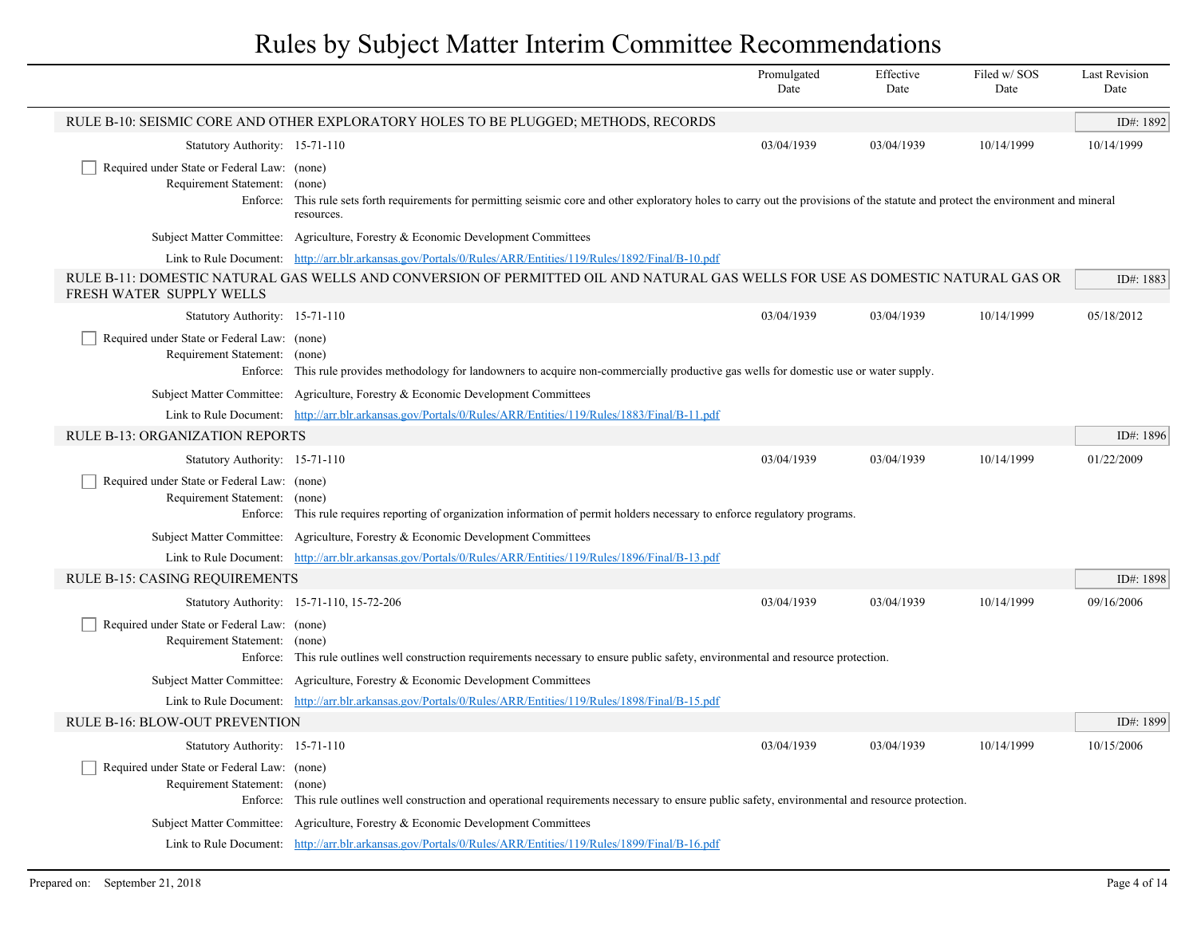# Rules by Subject Matter Interim Committee Recommendations

| | Promulgated Date | Effective Date | Filed w/ SOS Date | Last Revision Date |
|---|---|---|---|---|

## RULE B-10: SEISMIC CORE AND OTHER EXPLORATORY HOLES TO BE PLUGGED; METHODS, RECORDS

ID#: 1892

| | Promulgated Date | Effective Date | Filed w/ SOS Date | Last Revision Date |
|---|---|---|---|---|
| Statutory Authority: 15-71-110 | 03/04/1939 | 03/04/1939 | 10/14/1999 | 10/14/1999 |

- [ ] Required under State or Federal Law: (none)

Requirement Statement: (none)

Enforce: This rule sets forth requirements for permitting seismic core and other exploratory holes to carry out the provisions of the statute and protect the environment and mineral resources.

Subject Matter Committee: Agriculture, Forestry & Economic Development Committees

Link to Rule Document: http://arr.blr.arkansas.gov/Portals/0/Rules/ARR/Entities/119/Rules/1892/Final/B-10.pdf

## RULE B-11: DOMESTIC NATURAL GAS WELLS AND CONVERSION OF PERMITTED OIL AND NATURAL GAS WELLS FOR USE AS DOMESTIC NATURAL GAS OR FRESH WATER SUPPLY WELLS

ID#: 1883

| | Promulgated Date | Effective Date | Filed w/ SOS Date | Last Revision Date |
|---|---|---|---|---|
| Statutory Authority: 15-71-110 | 03/04/1939 | 03/04/1939 | 10/14/1999 | 05/18/2012 |

- [ ] Required under State or Federal Law: (none)

Requirement Statement: (none)

Enforce: This rule provides methodology for landowners to acquire non-commercially productive gas wells for domestic use or water supply.

Subject Matter Committee: Agriculture, Forestry & Economic Development Committees

Link to Rule Document: http://arr.blr.arkansas.gov/Portals/0/Rules/ARR/Entities/119/Rules/1883/Final/B-11.pdf

## RULE B-13: ORGANIZATION REPORTS

ID#: 1896

| | Promulgated Date | Effective Date | Filed w/ SOS Date | Last Revision Date |
|---|---|---|---|---|
| Statutory Authority: 15-71-110 | 03/04/1939 | 03/04/1939 | 10/14/1999 | 01/22/2009 |

- [ ] Required under State or Federal Law: (none)

Requirement Statement: (none)

Enforce: This rule requires reporting of organization information of permit holders necessary to enforce regulatory programs.

Subject Matter Committee: Agriculture, Forestry & Economic Development Committees

Link to Rule Document: http://arr.blr.arkansas.gov/Portals/0/Rules/ARR/Entities/119/Rules/1896/Final/B-13.pdf

## RULE B-15: CASING REQUIREMENTS

ID#: 1898

| | Promulgated Date | Effective Date | Filed w/ SOS Date | Last Revision Date |
|---|---|---|---|---|
| Statutory Authority: 15-71-110, 15-72-206 | 03/04/1939 | 03/04/1939 | 10/14/1999 | 09/16/2006 |

- [ ] Required under State or Federal Law: (none)

Requirement Statement: (none)

Enforce: This rule outlines well construction requirements necessary to ensure public safety, environmental and resource protection.

Subject Matter Committee: Agriculture, Forestry & Economic Development Committees

Link to Rule Document: http://arr.blr.arkansas.gov/Portals/0/Rules/ARR/Entities/119/Rules/1898/Final/B-15.pdf

## RULE B-16: BLOW-OUT PREVENTION

ID#: 1899

| | Promulgated Date | Effective Date | Filed w/ SOS Date | Last Revision Date |
|---|---|---|---|---|
| Statutory Authority: 15-71-110 | 03/04/1939 | 03/04/1939 | 10/14/1999 | 10/15/2006 |

- [ ] Required under State or Federal Law: (none)

Requirement Statement: (none)

Enforce: This rule outlines well construction and operational requirements necessary to ensure public safety, environmental and resource protection.

Subject Matter Committee: Agriculture, Forestry & Economic Development Committees

Link to Rule Document: http://arr.blr.arkansas.gov/Portals/0/Rules/ARR/Entities/119/Rules/1899/Final/B-16.pdf

Prepared on: September 21, 2018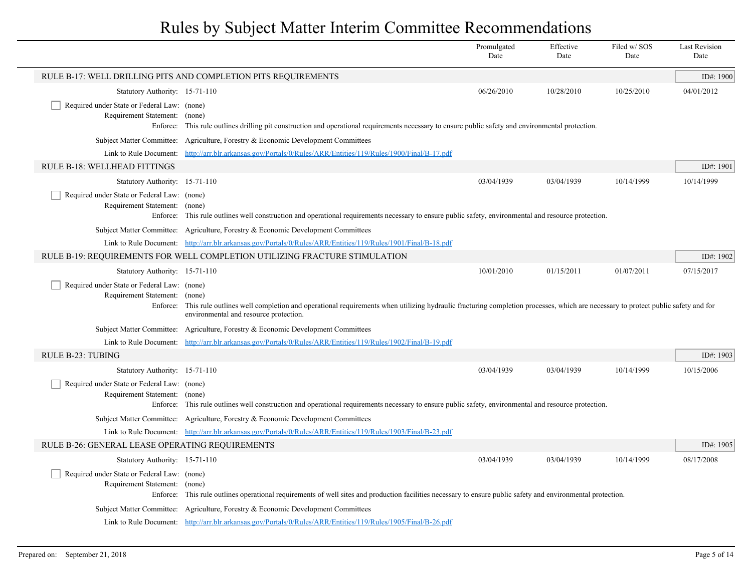# Rules by Subject Matter Interim Committee Recommendations

| | Promulgated Date | Effective Date | Filed w/ SOS Date | Last Revision Date |
|---|---|---|---|---|

## RULE B-17: WELL DRILLING PITS AND COMPLETION PITS REQUIREMENTS

ID#: 1900

| | Promulgated Date | Effective Date | Filed w/ SOS Date | Last Revision Date |
|---|---|---|---|---|
| Statutory Authority: 15-71-110 | 06/26/2010 | 10/28/2010 | 10/25/2010 | 04/01/2012 |

- [ ] Required under State or Federal Law: (none)

Requirement Statement: (none)

Enforce: This rule outlines drilling pit construction and operational requirements necessary to ensure public safety and environmental protection.

Subject Matter Committee: Agriculture, Forestry & Economic Development Committees

Link to Rule Document: http://arr.blr.arkansas.gov/Portals/0/Rules/ARR/Entities/119/Rules/1900/Final/B-17.pdf

## RULE B-18: WELLHEAD FITTINGS

ID#: 1901

| | Promulgated Date | Effective Date | Filed w/ SOS Date | Last Revision Date |
|---|---|---|---|---|
| Statutory Authority: 15-71-110 | 03/04/1939 | 03/04/1939 | 10/14/1999 | 10/14/1999 |

- [ ] Required under State or Federal Law: (none)

Requirement Statement: (none)

Enforce: This rule outlines well construction and operational requirements necessary to ensure public safety, environmental and resource protection.

Subject Matter Committee: Agriculture, Forestry & Economic Development Committees

Link to Rule Document: http://arr.blr.arkansas.gov/Portals/0/Rules/ARR/Entities/119/Rules/1901/Final/B-18.pdf

## RULE B-19: REQUIREMENTS FOR WELL COMPLETION UTILIZING FRACTURE STIMULATION

ID#: 1902

| | Promulgated Date | Effective Date | Filed w/ SOS Date | Last Revision Date |
|---|---|---|---|---|
| Statutory Authority: 15-71-110 | 10/01/2010 | 01/15/2011 | 01/07/2011 | 07/15/2017 |

- [ ] Required under State or Federal Law: (none)

Requirement Statement: (none)

Enforce: This rule outlines well completion and operational requirements when utilizing hydraulic fracturing completion processes, which are necessary to protect public safety and for environmental and resource protection.

Subject Matter Committee: Agriculture, Forestry & Economic Development Committees

Link to Rule Document: http://arr.blr.arkansas.gov/Portals/0/Rules/ARR/Entities/119/Rules/1902/Final/B-19.pdf

## RULE B-23: TUBING

ID#: 1903

| | Promulgated Date | Effective Date | Filed w/ SOS Date | Last Revision Date |
|---|---|---|---|---|
| Statutory Authority: 15-71-110 | 03/04/1939 | 03/04/1939 | 10/14/1999 | 10/15/2006 |

- [ ] Required under State or Federal Law: (none)

Requirement Statement: (none)

Enforce: This rule outlines well construction and operational requirements necessary to ensure public safety, environmental and resource protection.

Subject Matter Committee: Agriculture, Forestry & Economic Development Committees

Link to Rule Document: http://arr.blr.arkansas.gov/Portals/0/Rules/ARR/Entities/119/Rules/1903/Final/B-23.pdf

## RULE B-26: GENERAL LEASE OPERATING REQUIREMENTS

ID#: 1905

| | Promulgated Date | Effective Date | Filed w/ SOS Date | Last Revision Date |
|---|---|---|---|---|
| Statutory Authority: 15-71-110 | 03/04/1939 | 03/04/1939 | 10/14/1999 | 08/17/2008 |

- [ ] Required under State or Federal Law: (none)

Requirement Statement: (none)

Enforce: This rule outlines operational requirements of well sites and production facilities necessary to ensure public safety and environmental protection.

Subject Matter Committee: Agriculture, Forestry & Economic Development Committees

Link to Rule Document: http://arr.blr.arkansas.gov/Portals/0/Rules/ARR/Entities/119/Rules/1905/Final/B-26.pdf

Prepared on: September 21, 2018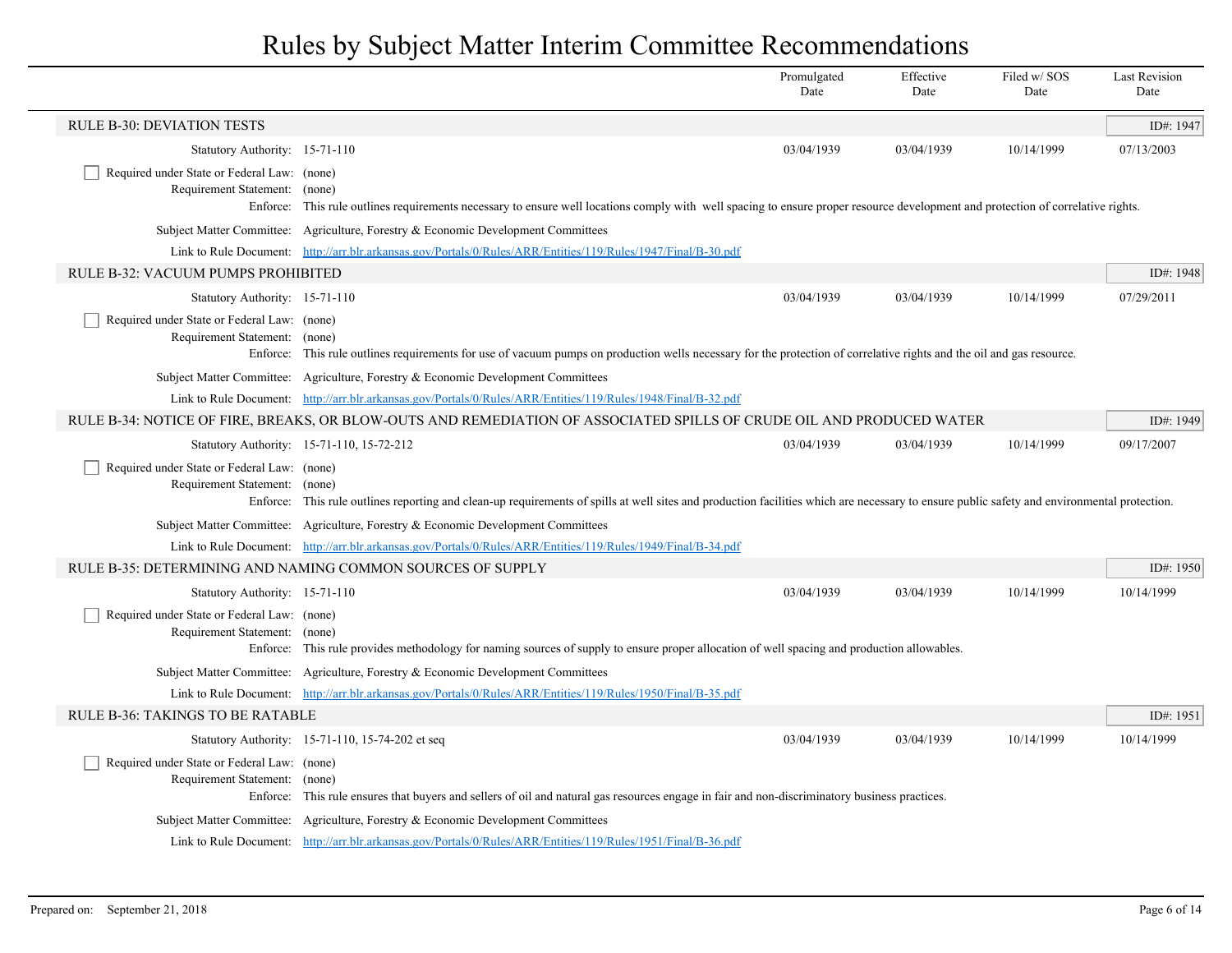# Rules by Subject Matter Interim Committee Recommendations

| | Promulgated Date | Effective Date | Filed w/ SOS Date | Last Revision Date |
|---|---|---|---|---|

## RULE B-30: DEVIATION TESTS

ID#: 1947

| | Promulgated Date | Effective Date | Filed w/ SOS Date | Last Revision Date |
|---|---|---|---|---|
| Statutory Authority: 15-71-110 | 03/04/1939 | 03/04/1939 | 10/14/1999 | 07/13/2003 |

- [ ] Required under State or Federal Law: (none)

Requirement Statement: (none)

Enforce: This rule outlines requirements necessary to ensure well locations comply with well spacing to ensure proper resource development and protection of correlative rights.

Subject Matter Committee: Agriculture, Forestry & Economic Development Committees

Link to Rule Document: [http://arr.blr.arkansas.gov/Portals/0/Rules/ARR/Entities/119/Rules/1947/Final/B-30.pdf](http://arr.blr.arkansas.gov/Portals/0/Rules/ARR/Entities/119/Rules/1947/Final/B-30.pdf)

## RULE B-32: VACUUM PUMPS PROHIBITED

ID#: 1948

| | Promulgated Date | Effective Date | Filed w/ SOS Date | Last Revision Date |
|---|---|---|---|---|
| Statutory Authority: 15-71-110 | 03/04/1939 | 03/04/1939 | 10/14/1999 | 07/29/2011 |

- [ ] Required under State or Federal Law: (none)

Requirement Statement: (none)

Enforce: This rule outlines requirements for use of vacuum pumps on production wells necessary for the protection of correlative rights and the oil and gas resource.

Subject Matter Committee: Agriculture, Forestry & Economic Development Committees

Link to Rule Document: [http://arr.blr.arkansas.gov/Portals/0/Rules/ARR/Entities/119/Rules/1948/Final/B-32.pdf](http://arr.blr.arkansas.gov/Portals/0/Rules/ARR/Entities/119/Rules/1948/Final/B-32.pdf)

## RULE B-34: NOTICE OF FIRE, BREAKS, OR BLOW-OUTS AND REMEDIATION OF ASSOCIATED SPILLS OF CRUDE OIL AND PRODUCED WATER

ID#: 1949

| | Promulgated Date | Effective Date | Filed w/ SOS Date | Last Revision Date |
|---|---|---|---|---|
| Statutory Authority: 15-71-110, 15-72-212 | 03/04/1939 | 03/04/1939 | 10/14/1999 | 09/17/2007 |

- [ ] Required under State or Federal Law: (none)

Requirement Statement: (none)

Enforce: This rule outlines reporting and clean-up requirements of spills at well sites and production facilities which are necessary to ensure public safety and environmental protection.

Subject Matter Committee: Agriculture, Forestry & Economic Development Committees

Link to Rule Document: [http://arr.blr.arkansas.gov/Portals/0/Rules/ARR/Entities/119/Rules/1949/Final/B-34.pdf](http://arr.blr.arkansas.gov/Portals/0/Rules/ARR/Entities/119/Rules/1949/Final/B-34.pdf)

## RULE B-35: DETERMINING AND NAMING COMMON SOURCES OF SUPPLY

ID#: 1950

| | Promulgated Date | Effective Date | Filed w/ SOS Date | Last Revision Date |
|---|---|---|---|---|
| Statutory Authority: 15-71-110 | 03/04/1939 | 03/04/1939 | 10/14/1999 | 10/14/1999 |

- [ ] Required under State or Federal Law: (none)

Requirement Statement: (none)

Enforce: This rule provides methodology for naming sources of supply to ensure proper allocation of well spacing and production allowables.

Subject Matter Committee: Agriculture, Forestry & Economic Development Committees

Link to Rule Document: [http://arr.blr.arkansas.gov/Portals/0/Rules/ARR/Entities/119/Rules/1950/Final/B-35.pdf](http://arr.blr.arkansas.gov/Portals/0/Rules/ARR/Entities/119/Rules/1950/Final/B-35.pdf)

## RULE B-36: TAKINGS TO BE RATABLE

ID#: 1951

| | Promulgated Date | Effective Date | Filed w/ SOS Date | Last Revision Date |
|---|---|---|---|---|
| Statutory Authority: 15-71-110, 15-74-202 et seq | 03/04/1939 | 03/04/1939 | 10/14/1999 | 10/14/1999 |

- [ ] Required under State or Federal Law: (none)

Requirement Statement: (none)

Enforce: This rule ensures that buyers and sellers of oil and natural gas resources engage in fair and non-discriminatory business practices.

Subject Matter Committee: Agriculture, Forestry & Economic Development Committees

Link to Rule Document: [http://arr.blr.arkansas.gov/Portals/0/Rules/ARR/Entities/119/Rules/1951/Final/B-36.pdf](http://arr.blr.arkansas.gov/Portals/0/Rules/ARR/Entities/119/Rules/1951/Final/B-36.pdf)

Prepared on: September 21, 2018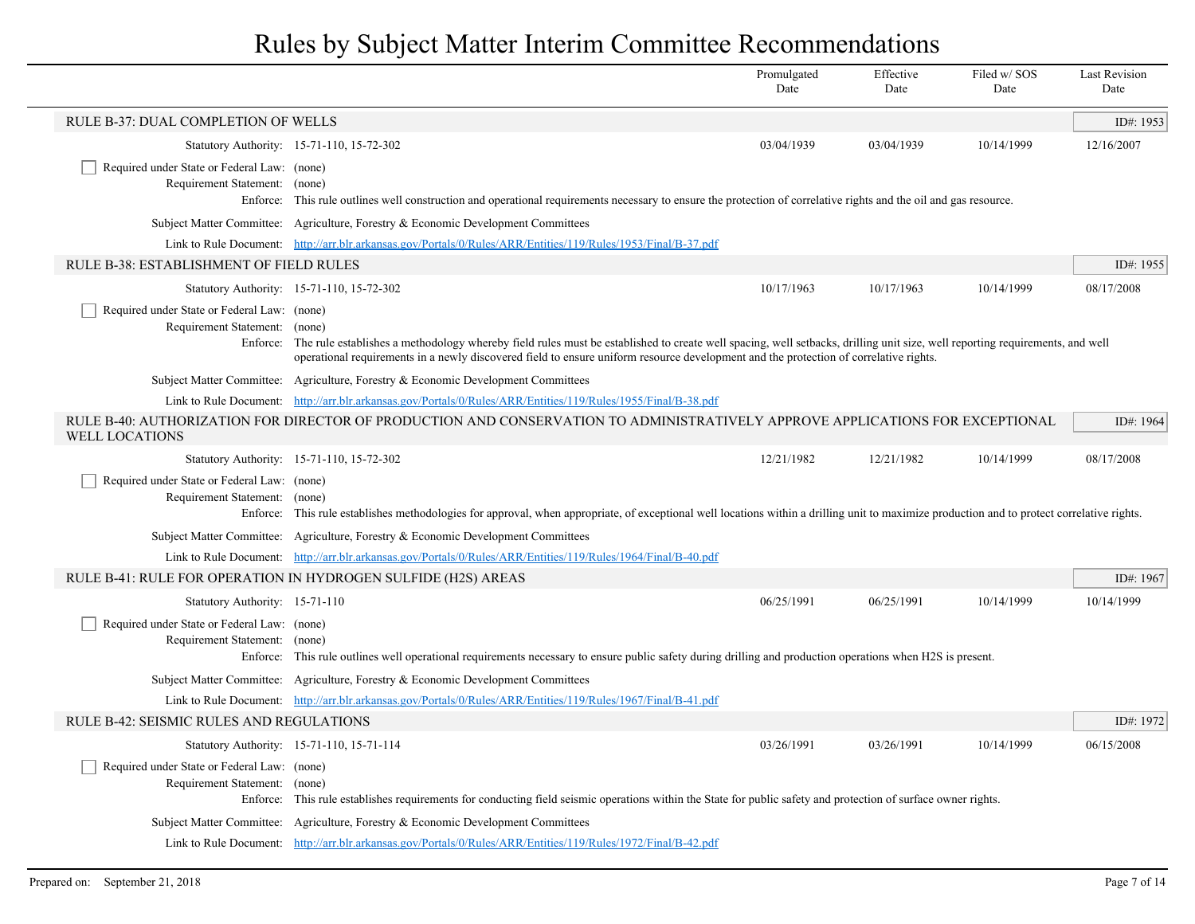# Rules by Subject Matter Interim Committee Recommendations

| | | Promulgated Date | Effective Date | Filed w/ SOS Date | Last Revision Date |
|---|---|---|---|---|---|

## RULE B-37: DUAL COMPLETION OF WELLS

ID#: 1953

| | | Promulgated Date | Effective Date | Filed w/ SOS Date | Last Revision Date |
|---|---|---|---|---|---|
| Statutory Authority: | 15-71-110, 15-72-302 | 03/04/1939 | 03/04/1939 | 10/14/1999 | 12/16/2007 |

- [ ] Required under State or Federal Law: (none)

Requirement Statement: (none)

Enforce: This rule outlines well construction and operational requirements necessary to ensure the protection of correlative rights and the oil and gas resource.

Subject Matter Committee: Agriculture, Forestry & Economic Development Committees

Link to Rule Document: http://arr.blr.arkansas.gov/Portals/0/Rules/ARR/Entities/119/Rules/1953/Final/B-37.pdf

## RULE B-38: ESTABLISHMENT OF FIELD RULES

ID#: 1955

| | | Promulgated Date | Effective Date | Filed w/ SOS Date | Last Revision Date |
|---|---|---|---|---|---|
| Statutory Authority: | 15-71-110, 15-72-302 | 10/17/1963 | 10/17/1963 | 10/14/1999 | 08/17/2008 |

- [ ] Required under State or Federal Law: (none)

Requirement Statement: (none)

Enforce: The rule establishes a methodology whereby field rules must be established to create well spacing, well setbacks, drilling unit size, well reporting requirements, and well operational requirements in a newly discovered field to ensure uniform resource development and the protection of correlative rights.

Subject Matter Committee: Agriculture, Forestry & Economic Development Committees

Link to Rule Document: http://arr.blr.arkansas.gov/Portals/0/Rules/ARR/Entities/119/Rules/1955/Final/B-38.pdf

## RULE B-40: AUTHORIZATION FOR DIRECTOR OF PRODUCTION AND CONSERVATION TO ADMINISTRATIVELY APPROVE APPLICATIONS FOR EXCEPTIONAL WELL LOCATIONS

ID#: 1964

| | | Promulgated Date | Effective Date | Filed w/ SOS Date | Last Revision Date |
|---|---|---|---|---|---|
| Statutory Authority: | 15-71-110, 15-72-302 | 12/21/1982 | 12/21/1982 | 10/14/1999 | 08/17/2008 |

- [ ] Required under State or Federal Law: (none)

Requirement Statement: (none)

Enforce: This rule establishes methodologies for approval, when appropriate, of exceptional well locations within a drilling unit to maximize production and to protect correlative rights.

Subject Matter Committee: Agriculture, Forestry & Economic Development Committees

Link to Rule Document: http://arr.blr.arkansas.gov/Portals/0/Rules/ARR/Entities/119/Rules/1964/Final/B-40.pdf

## RULE B-41: RULE FOR OPERATION IN HYDROGEN SULFIDE (H2S) AREAS

ID#: 1967

| | | Promulgated Date | Effective Date | Filed w/ SOS Date | Last Revision Date |
|---|---|---|---|---|---|
| Statutory Authority: | 15-71-110 | 06/25/1991 | 06/25/1991 | 10/14/1999 | 10/14/1999 |

- [ ] Required under State or Federal Law: (none)

Requirement Statement: (none)

Enforce: This rule outlines well operational requirements necessary to ensure public safety during drilling and production operations when H2S is present.

Subject Matter Committee: Agriculture, Forestry & Economic Development Committees

Link to Rule Document: http://arr.blr.arkansas.gov/Portals/0/Rules/ARR/Entities/119/Rules/1967/Final/B-41.pdf

## RULE B-42: SEISMIC RULES AND REGULATIONS

ID#: 1972

| | | Promulgated Date | Effective Date | Filed w/ SOS Date | Last Revision Date |
|---|---|---|---|---|---|
| Statutory Authority: | 15-71-110, 15-71-114 | 03/26/1991 | 03/26/1991 | 10/14/1999 | 06/15/2008 |

- [ ] Required under State or Federal Law: (none)

Requirement Statement: (none)

Enforce: This rule establishes requirements for conducting field seismic operations within the State for public safety and protection of surface owner rights.

Subject Matter Committee: Agriculture, Forestry & Economic Development Committees

Link to Rule Document: http://arr.blr.arkansas.gov/Portals/0/Rules/ARR/Entities/119/Rules/1972/Final/B-42.pdf

Prepared on: September 21, 2018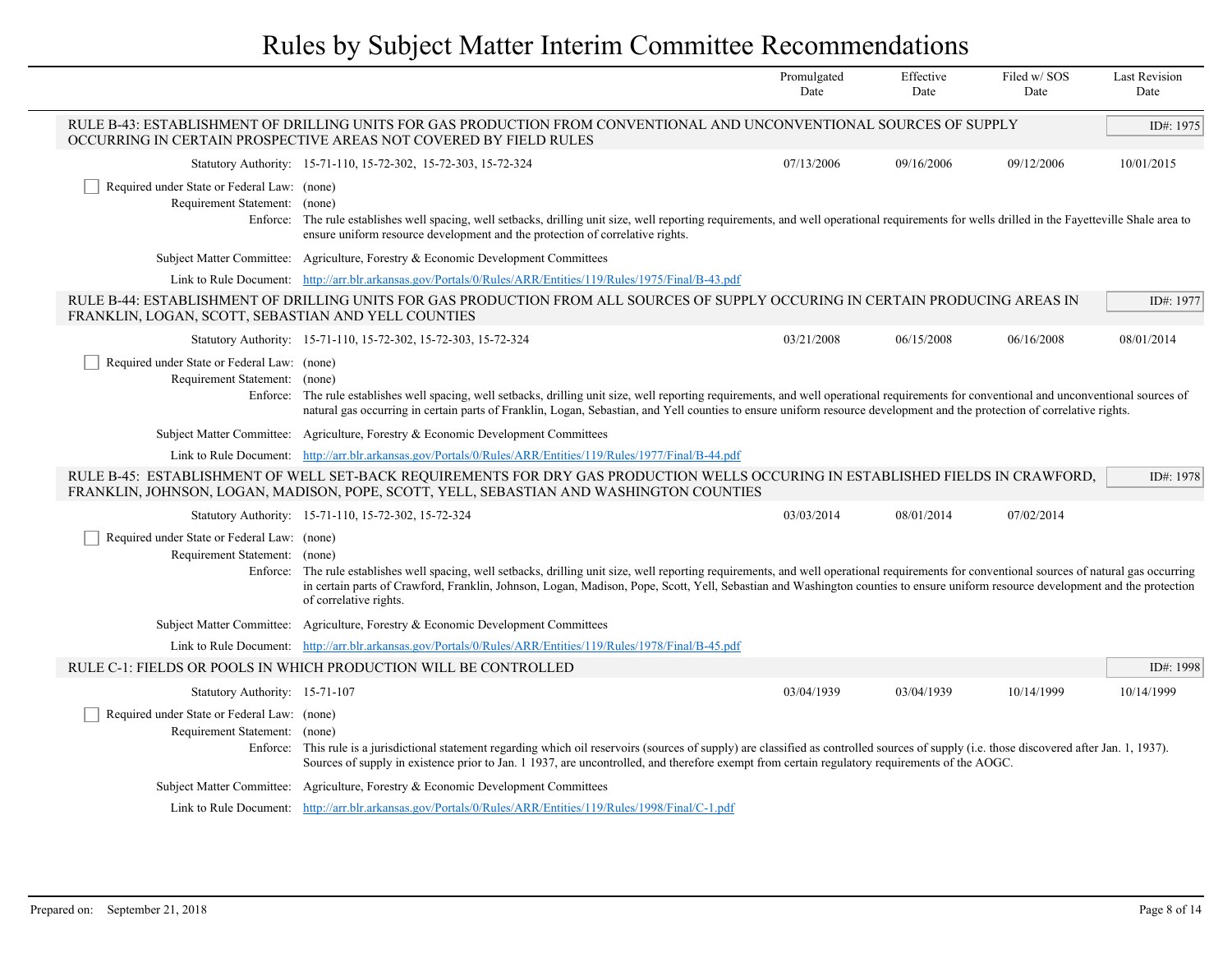| | Promulgated Date | Effective Date | Filed w/ SOS Date | Last Revision Date |
|---|---|---|---|---|

### RULE B-43: ESTABLISHMENT OF DRILLING UNITS FOR GAS PRODUCTION FROM CONVENTIONAL AND UNCONVENTIONAL SOURCES OF SUPPLY OCCURRING IN CERTAIN PROSPECTIVE AREAS NOT COVERED BY FIELD RULES

ID#: 1975

| | | Promulgated Date | Effective Date | Filed w/ SOS Date | Last Revision Date |
|---|---|---|---|---|---|
| Statutory Authority: | 15-71-110, 15-72-302, 15-72-303, 15-72-324 | 07/13/2006 | 09/16/2006 | 09/12/2006 | 10/01/2015 |

- [ ] Required under State or Federal Law: (none)

Requirement Statement: (none)

Enforce: The rule establishes well spacing, well setbacks, drilling unit size, well reporting requirements, and well operational requirements for wells drilled in the Fayetteville Shale area to ensure uniform resource development and the protection of correlative rights.

Subject Matter Committee: Agriculture, Forestry & Economic Development Committees

Link to Rule Document: http://arr.blr.arkansas.gov/Portals/0/Rules/ARR/Entities/119/Rules/1975/Final/B-43.pdf

### RULE B-44: ESTABLISHMENT OF DRILLING UNITS FOR GAS PRODUCTION FROM ALL SOURCES OF SUPPLY OCCURING IN CERTAIN PRODUCING AREAS IN FRANKLIN, LOGAN, SCOTT, SEBASTIAN AND YELL COUNTIES

ID#: 1977

| | | Promulgated Date | Effective Date | Filed w/ SOS Date | Last Revision Date |
|---|---|---|---|---|---|
| Statutory Authority: | 15-71-110, 15-72-302, 15-72-303, 15-72-324 | 03/21/2008 | 06/15/2008 | 06/16/2008 | 08/01/2014 |

- [ ] Required under State or Federal Law: (none)

Requirement Statement: (none)

Enforce: The rule establishes well spacing, well setbacks, drilling unit size, well reporting requirements, and well operational requirements for conventional and unconventional sources of natural gas occurring in certain parts of Franklin, Logan, Sebastian, and Yell counties to ensure uniform resource development and the protection of correlative rights.

Subject Matter Committee: Agriculture, Forestry & Economic Development Committees

Link to Rule Document: http://arr.blr.arkansas.gov/Portals/0/Rules/ARR/Entities/119/Rules/1977/Final/B-44.pdf

### RULE B-45: ESTABLISHMENT OF WELL SET-BACK REQUIREMENTS FOR DRY GAS PRODUCTION WELLS OCCURING IN ESTABLISHED FIELDS IN CRAWFORD, FRANKLIN, JOHNSON, LOGAN, MADISON, POPE, SCOTT, YELL, SEBASTIAN AND WASHINGTON COUNTIES

ID#: 1978

| | | Promulgated Date | Effective Date | Filed w/ SOS Date | Last Revision Date |
|---|---|---|---|---|---|
| Statutory Authority: | 15-71-110, 15-72-302, 15-72-324 | 03/03/2014 | 08/01/2014 | 07/02/2014 | |

- [ ] Required under State or Federal Law: (none)

Requirement Statement: (none)

Enforce: The rule establishes well spacing, well setbacks, drilling unit size, well reporting requirements, and well operational requirements for conventional sources of natural gas occurring in certain parts of Crawford, Franklin, Johnson, Logan, Madison, Pope, Scott, Yell, Sebastian and Washington counties to ensure uniform resource development and the protection of correlative rights.

Subject Matter Committee: Agriculture, Forestry & Economic Development Committees

Link to Rule Document: http://arr.blr.arkansas.gov/Portals/0/Rules/ARR/Entities/119/Rules/1978/Final/B-45.pdf

### RULE C-1: FIELDS OR POOLS IN WHICH PRODUCTION WILL BE CONTROLLED

ID#: 1998

| | | Promulgated Date | Effective Date | Filed w/ SOS Date | Last Revision Date |
|---|---|---|---|---|---|
| Statutory Authority: | 15-71-107 | 03/04/1939 | 03/04/1939 | 10/14/1999 | 10/14/1999 |

- [ ] Required under State or Federal Law: (none)

Requirement Statement: (none)

Enforce: This rule is a jurisdictional statement regarding which oil reservoirs (sources of supply) are classified as controlled sources of supply (i.e. those discovered after Jan. 1, 1937). Sources of supply in existence prior to Jan. 1 1937, are uncontrolled, and therefore exempt from certain regulatory requirements of the AOGC.

Subject Matter Committee: Agriculture, Forestry & Economic Development Committees

Link to Rule Document: http://arr.blr.arkansas.gov/Portals/0/Rules/ARR/Entities/119/Rules/1998/Final/C-1.pdf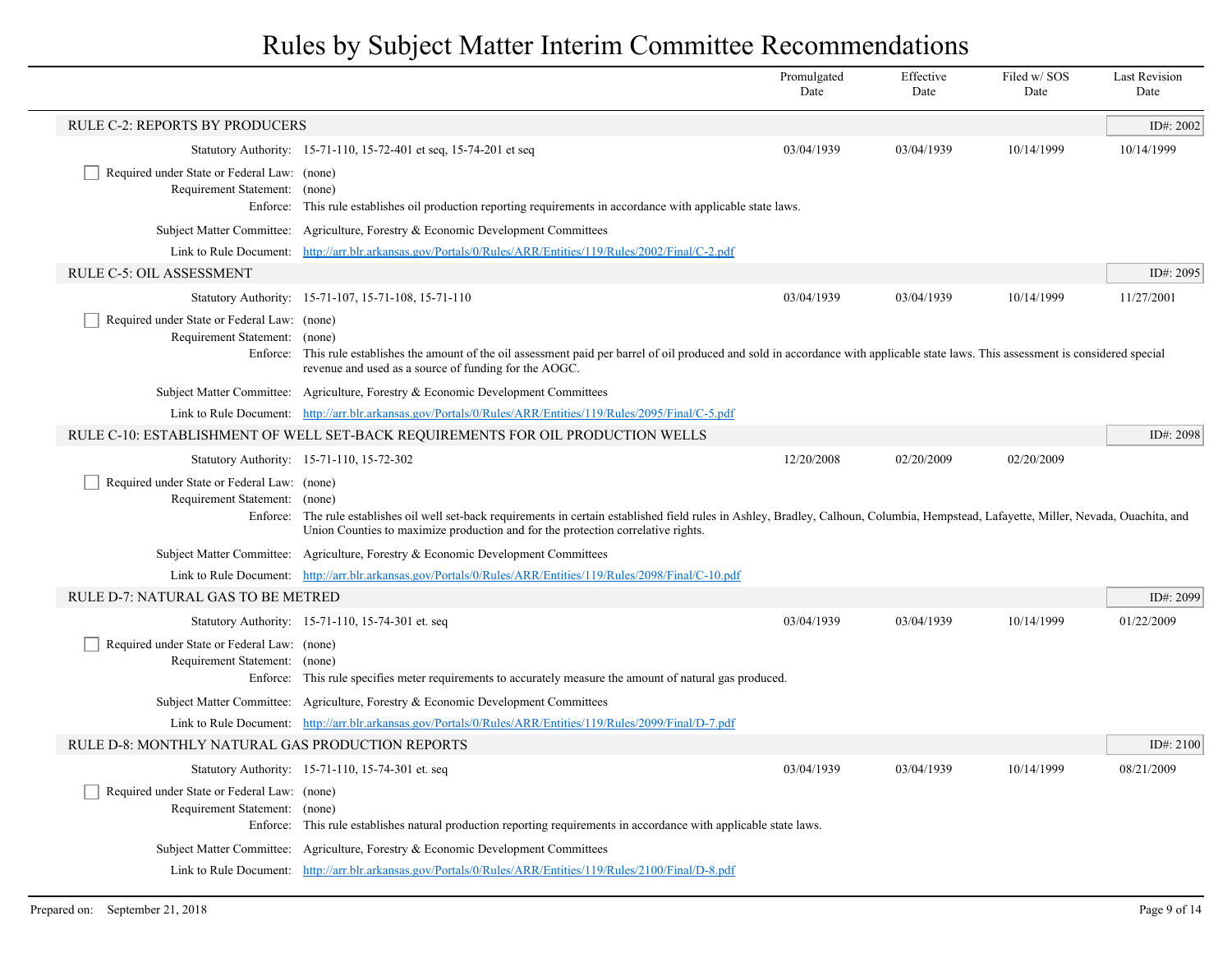# Rules by Subject Matter Interim Committee Recommendations

| | Promulgated Date | Effective Date | Filed w/ SOS Date | Last Revision Date |
|---|---|---|---|---|

## RULE C-2: REPORTS BY PRODUCERS

**ID#: 2002**

| | Promulgated Date | Effective Date | Filed w/ SOS Date | Last Revision Date |
|---|---|---|---|---|
| Statutory Authority: 15-71-110, 15-72-401 et seq, 15-74-201 et seq | 03/04/1939 | 03/04/1939 | 10/14/1999 | 10/14/1999 |

- [ ] Required under State or Federal Law: (none)

Requirement Statement: (none)

Enforce: This rule establishes oil production reporting requirements in accordance with applicable state laws.

Subject Matter Committee: Agriculture, Forestry & Economic Development Committees

Link to Rule Document: http://arr.blr.arkansas.gov/Portals/0/Rules/ARR/Entities/119/Rules/2002/Final/C-2.pdf

## RULE C-5: OIL ASSESSMENT

**ID#: 2095**

| | Promulgated Date | Effective Date | Filed w/ SOS Date | Last Revision Date |
|---|---|---|---|---|
| Statutory Authority: 15-71-107, 15-71-108, 15-71-110 | 03/04/1939 | 03/04/1939 | 10/14/1999 | 11/27/2001 |

- [ ] Required under State or Federal Law: (none)

Requirement Statement: (none)

Enforce: This rule establishes the amount of the oil assessment paid per barrel of oil produced and sold in accordance with applicable state laws. This assessment is considered special revenue and used as a source of funding for the AOGC.

Subject Matter Committee: Agriculture, Forestry & Economic Development Committees

Link to Rule Document: http://arr.blr.arkansas.gov/Portals/0/Rules/ARR/Entities/119/Rules/2095/Final/C-5.pdf

## RULE C-10: ESTABLISHMENT OF WELL SET-BACK REQUIREMENTS FOR OIL PRODUCTION WELLS

**ID#: 2098**

| | Promulgated Date | Effective Date | Filed w/ SOS Date | Last Revision Date |
|---|---|---|---|---|
| Statutory Authority: 15-71-110, 15-72-302 | 12/20/2008 | 02/20/2009 | 02/20/2009 | |

- [ ] Required under State or Federal Law: (none)

Requirement Statement: (none)

Enforce: The rule establishes oil well set-back requirements in certain established field rules in Ashley, Bradley, Calhoun, Columbia, Hempstead, Lafayette, Miller, Nevada, Ouachita, and Union Counties to maximize production and for the protection correlative rights.

Subject Matter Committee: Agriculture, Forestry & Economic Development Committees

Link to Rule Document: http://arr.blr.arkansas.gov/Portals/0/Rules/ARR/Entities/119/Rules/2098/Final/C-10.pdf

## RULE D-7: NATURAL GAS TO BE METRED

**ID#: 2099**

| | Promulgated Date | Effective Date | Filed w/ SOS Date | Last Revision Date |
|---|---|---|---|---|
| Statutory Authority: 15-71-110, 15-74-301 et. seq | 03/04/1939 | 03/04/1939 | 10/14/1999 | 01/22/2009 |

- [ ] Required under State or Federal Law: (none)

Requirement Statement: (none)

Enforce: This rule specifies meter requirements to accurately measure the amount of natural gas produced.

Subject Matter Committee: Agriculture, Forestry & Economic Development Committees

Link to Rule Document: http://arr.blr.arkansas.gov/Portals/0/Rules/ARR/Entities/119/Rules/2099/Final/D-7.pdf

## RULE D-8: MONTHLY NATURAL GAS PRODUCTION REPORTS

**ID#: 2100**

| | Promulgated Date | Effective Date | Filed w/ SOS Date | Last Revision Date |
|---|---|---|---|---|
| Statutory Authority: 15-71-110, 15-74-301 et. seq | 03/04/1939 | 03/04/1939 | 10/14/1999 | 08/21/2009 |

- [ ] Required under State or Federal Law: (none)

Requirement Statement: (none)

Enforce: This rule establishes natural production reporting requirements in accordance with applicable state laws.

Subject Matter Committee: Agriculture, Forestry & Economic Development Committees

Link to Rule Document: http://arr.blr.arkansas.gov/Portals/0/Rules/ARR/Entities/119/Rules/2100/Final/D-8.pdf

Prepared on: September 21, 2018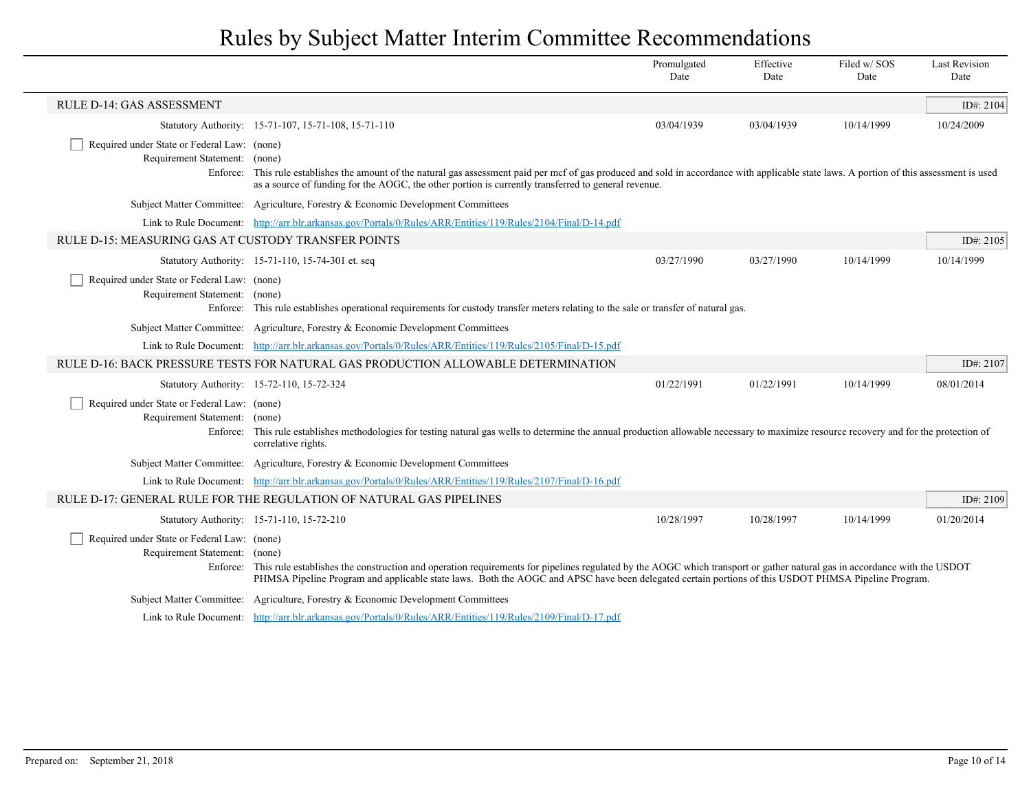# Rules by Subject Matter Interim Committee Recommendations

| | Promulgated Date | Effective Date | Filed w/ SOS Date | Last Revision Date |
|---|---|---|---|---|

## RULE D-14: GAS ASSESSMENT

ID#: 2104

| | Promulgated Date | Effective Date | Filed w/ SOS Date | Last Revision Date |
|---|---|---|---|---|
| Statutory Authority: 15-71-107, 15-71-108, 15-71-110 | 03/04/1939 | 03/04/1939 | 10/14/1999 | 10/24/2009 |

- [ ] Required under State or Federal Law: (none)

Requirement Statement: (none)

Enforce: This rule establishes the amount of the natural gas assessment paid per mcf of gas produced and sold in accordance with applicable state laws. A portion of this assessment is used as a source of funding for the AOGC, the other portion is currently transferred to general revenue.

Subject Matter Committee: Agriculture, Forestry & Economic Development Committees

Link to Rule Document: [http://arr.blr.arkansas.gov/Portals/0/Rules/ARR/Entities/119/Rules/2104/Final/D-14.pdf](http://arr.blr.arkansas.gov/Portals/0/Rules/ARR/Entities/119/Rules/2104/Final/D-14.pdf)

## RULE D-15: MEASURING GAS AT CUSTODY TRANSFER POINTS

ID#: 2105

| | Promulgated Date | Effective Date | Filed w/ SOS Date | Last Revision Date |
|---|---|---|---|---|
| Statutory Authority: 15-71-110, 15-74-301 et. seq | 03/27/1990 | 03/27/1990 | 10/14/1999 | 10/14/1999 |

- [ ] Required under State or Federal Law: (none)

Requirement Statement: (none)

Enforce: This rule establishes operational requirements for custody transfer meters relating to the sale or transfer of natural gas.

Subject Matter Committee: Agriculture, Forestry & Economic Development Committees

Link to Rule Document: [http://arr.blr.arkansas.gov/Portals/0/Rules/ARR/Entities/119/Rules/2105/Final/D-15.pdf](http://arr.blr.arkansas.gov/Portals/0/Rules/ARR/Entities/119/Rules/2105/Final/D-15.pdf)

## RULE D-16: BACK PRESSURE TESTS FOR NATURAL GAS PRODUCTION ALLOWABLE DETERMINATION

ID#: 2107

| | Promulgated Date | Effective Date | Filed w/ SOS Date | Last Revision Date |
|---|---|---|---|---|
| Statutory Authority: 15-72-110, 15-72-324 | 01/22/1991 | 01/22/1991 | 10/14/1999 | 08/01/2014 |

- [ ] Required under State or Federal Law: (none)

Requirement Statement: (none)

Enforce: This rule establishes methodologies for testing natural gas wells to determine the annual production allowable necessary to maximize resource recovery and for the protection of correlative rights.

Subject Matter Committee: Agriculture, Forestry & Economic Development Committees

Link to Rule Document: [http://arr.blr.arkansas.gov/Portals/0/Rules/ARR/Entities/119/Rules/2107/Final/D-16.pdf](http://arr.blr.arkansas.gov/Portals/0/Rules/ARR/Entities/119/Rules/2107/Final/D-16.pdf)

## RULE D-17: GENERAL RULE FOR THE REGULATION OF NATURAL GAS PIPELINES

ID#: 2109

| | Promulgated Date | Effective Date | Filed w/ SOS Date | Last Revision Date |
|---|---|---|---|---|
| Statutory Authority: 15-71-110, 15-72-210 | 10/28/1997 | 10/28/1997 | 10/14/1999 | 01/20/2014 |

- [ ] Required under State or Federal Law: (none)

Requirement Statement: (none)

Enforce: This rule establishes the construction and operation requirements for pipelines regulated by the AOGC which transport or gather natural gas in accordance with the USDOT PHMSA Pipeline Program and applicable state laws. Both the AOGC and APSC have been delegated certain portions of this USDOT PHMSA Pipeline Program.

Subject Matter Committee: Agriculture, Forestry & Economic Development Committees

Link to Rule Document: [http://arr.blr.arkansas.gov/Portals/0/Rules/ARR/Entities/119/Rules/2109/Final/D-17.pdf](http://arr.blr.arkansas.gov/Portals/0/Rules/ARR/Entities/119/Rules/2109/Final/D-17.pdf)

Prepared on: September 21, 2018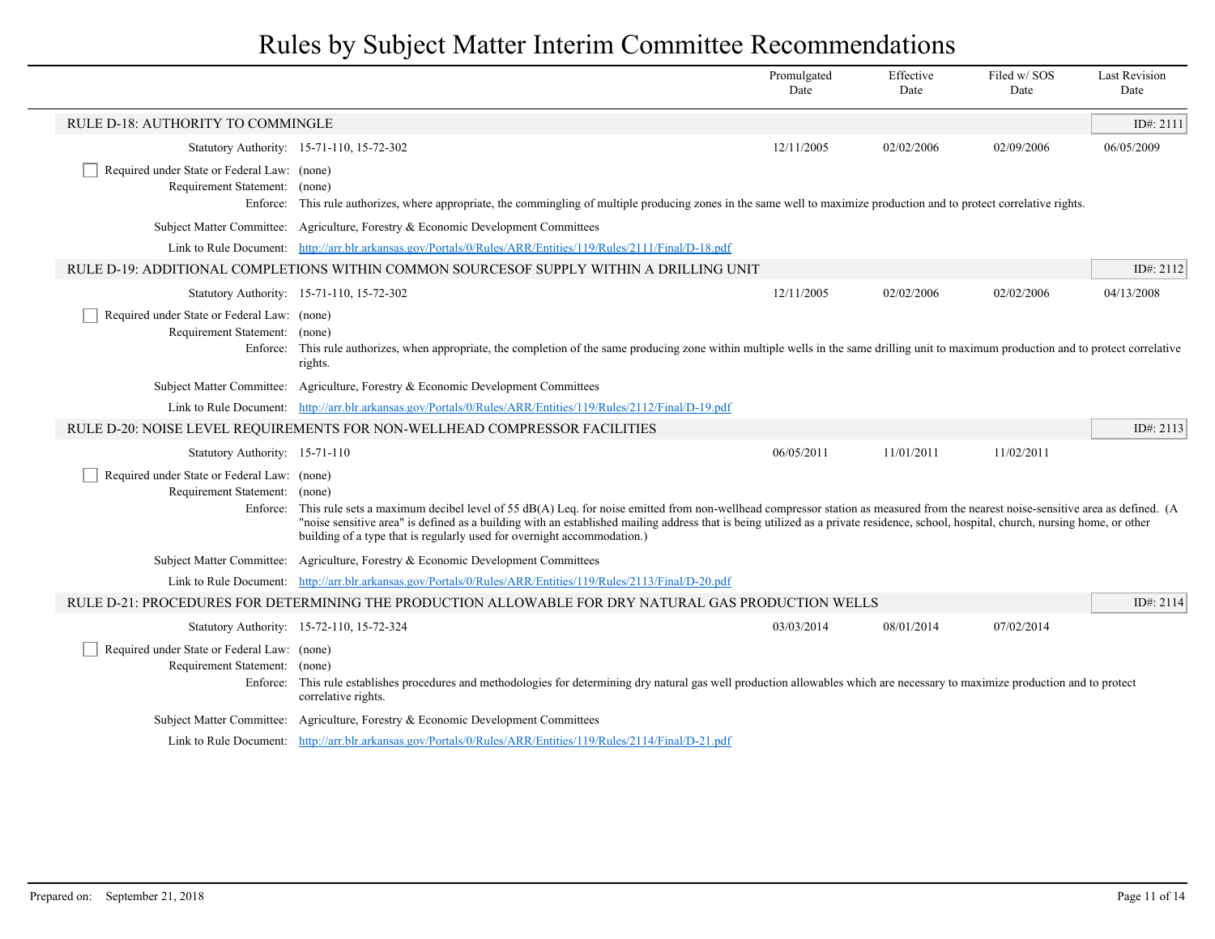# Rules by Subject Matter Interim Committee Recommendations

| | Promulgated Date | Effective Date | Filed w/ SOS Date | Last Revision Date |
|---|---|---|---|---|

## RULE D-18: AUTHORITY TO COMMINGLE

ID#: 2111

| Statutory Authority: 15-71-110, 15-72-302 | 12/11/2005 | 02/02/2006 | 02/09/2006 | 06/05/2009 |
|---|---|---|---|---|

- Required under State or Federal Law: (none)
- Requirement Statement: (none)
- Enforce: This rule authorizes, where appropriate, the commingling of multiple producing zones in the same well to maximize production and to protect correlative rights.
- Subject Matter Committee: Agriculture, Forestry & Economic Development Committees
- Link to Rule Document: http://arr.blr.arkansas.gov/Portals/0/Rules/ARR/Entities/119/Rules/2111/Final/D-18.pdf

## RULE D-19: ADDITIONAL COMPLETIONS WITHIN COMMON SOURCESOF SUPPLY WITHIN A DRILLING UNIT

ID#: 2112

| Statutory Authority: 15-71-110, 15-72-302 | 12/11/2005 | 02/02/2006 | 02/02/2006 | 04/13/2008 |
|---|---|---|---|---|

- Required under State or Federal Law: (none)
- Requirement Statement: (none)
- Enforce: This rule authorizes, when appropriate, the completion of the same producing zone within multiple wells in the same drilling unit to maximum production and to protect correlative rights.
- Subject Matter Committee: Agriculture, Forestry & Economic Development Committees
- Link to Rule Document: http://arr.blr.arkansas.gov/Portals/0/Rules/ARR/Entities/119/Rules/2112/Final/D-19.pdf

## RULE D-20: NOISE LEVEL REQUIREMENTS FOR NON-WELLHEAD COMPRESSOR FACILITIES

ID#: 2113

| Statutory Authority: 15-71-110 | 06/05/2011 | 11/01/2011 | 11/02/2011 | |
|---|---|---|---|---|

- Required under State or Federal Law: (none)
- Requirement Statement: (none)
- Enforce: This rule sets a maximum decibel level of 55 dB(A) Leq. for noise emitted from non-wellhead compressor station as measured from the nearest noise-sensitive area as defined. (A "noise sensitive area" is defined as a building with an established mailing address that is being utilized as a private residence, school, hospital, church, nursing home, or other building of a type that is regularly used for overnight accommodation.)
- Subject Matter Committee: Agriculture, Forestry & Economic Development Committees
- Link to Rule Document: http://arr.blr.arkansas.gov/Portals/0/Rules/ARR/Entities/119/Rules/2113/Final/D-20.pdf

## RULE D-21: PROCEDURES FOR DETERMINING THE PRODUCTION ALLOWABLE FOR DRY NATURAL GAS PRODUCTION WELLS

ID#: 2114

| Statutory Authority: 15-72-110, 15-72-324 | 03/03/2014 | 08/01/2014 | 07/02/2014 | |
|---|---|---|---|---|

- Required under State or Federal Law: (none)
- Requirement Statement: (none)
- Enforce: This rule establishes procedures and methodologies for determining dry natural gas well production allowables which are necessary to maximize production and to protect correlative rights.
- Subject Matter Committee: Agriculture, Forestry & Economic Development Committees
- Link to Rule Document: http://arr.blr.arkansas.gov/Portals/0/Rules/ARR/Entities/119/Rules/2114/Final/D-21.pdf

Prepared on: September 21, 2018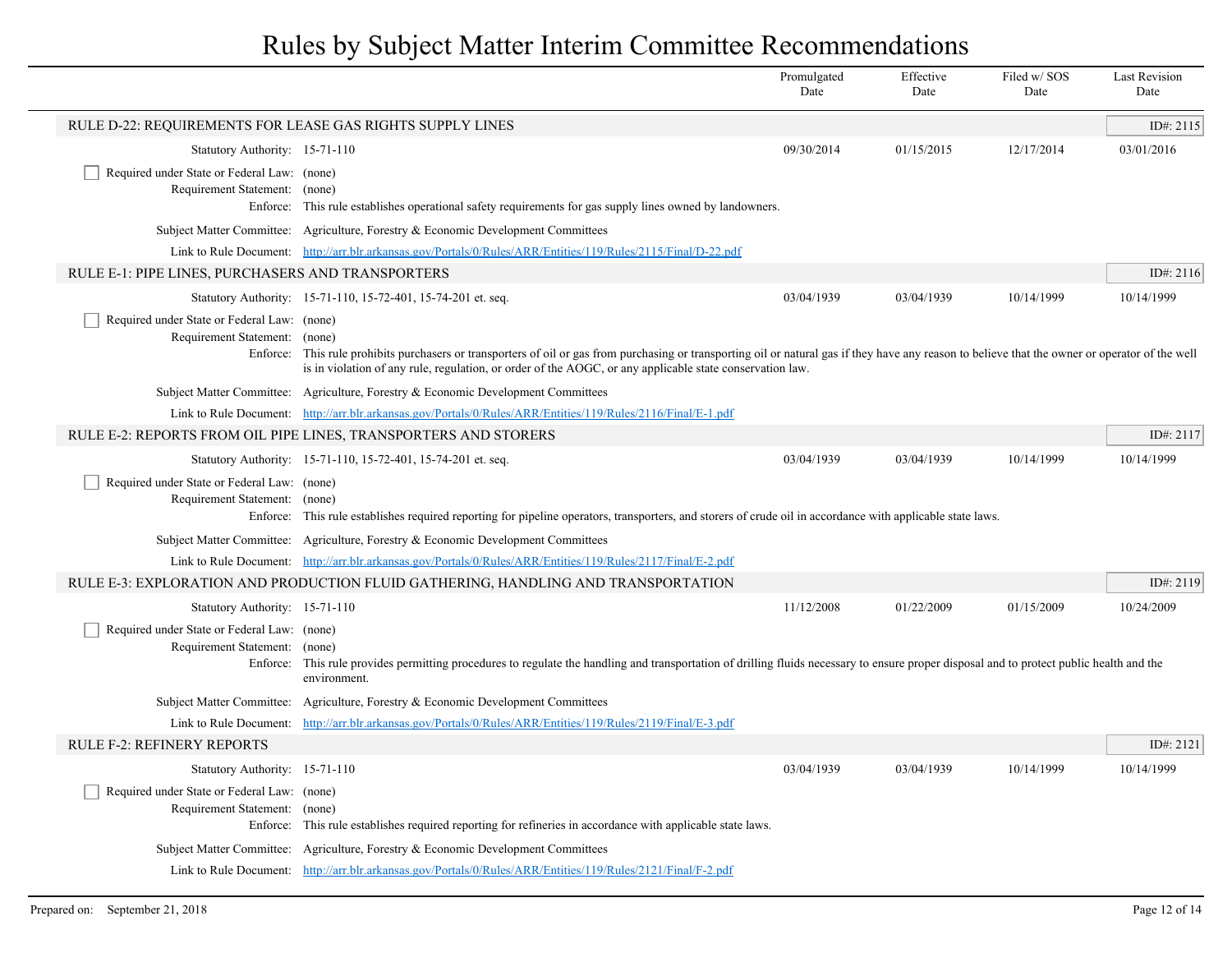# Rules by Subject Matter Interim Committee Recommendations

| | Promulgated Date | Effective Date | Filed w/ SOS Date | Last Revision Date |
|---|---|---|---|---|

## RULE D-22: REQUIREMENTS FOR LEASE GAS RIGHTS SUPPLY LINES

ID#: 2115

| Statutory Authority: 15-71-110 | Promulgated Date | Effective Date | Filed w/ SOS Date | Last Revision Date |
|---|---|---|---|---|
| | 09/30/2014 | 01/15/2015 | 12/17/2014 | 03/01/2016 |

- [ ] Required under State or Federal Law: (none)

Requirement Statement: (none)

Enforce: This rule establishes operational safety requirements for gas supply lines owned by landowners.

Subject Matter Committee: Agriculture, Forestry & Economic Development Committees

Link to Rule Document: http://arr.blr.arkansas.gov/Portals/0/Rules/ARR/Entities/119/Rules/2115/Final/D-22.pdf

## RULE E-1: PIPE LINES, PURCHASERS AND TRANSPORTERS

ID#: 2116

| Statutory Authority: 15-71-110, 15-72-401, 15-74-201 et. seq. | Promulgated Date | Effective Date | Filed w/ SOS Date | Last Revision Date |
|---|---|---|---|---|
| | 03/04/1939 | 03/04/1939 | 10/14/1999 | 10/14/1999 |

- [ ] Required under State or Federal Law: (none)

Requirement Statement: (none)

Enforce: This rule prohibits purchasers or transporters of oil or gas from purchasing or transporting oil or natural gas if they have any reason to believe that the owner or operator of the well is in violation of any rule, regulation, or order of the AOGC, or any applicable state conservation law.

Subject Matter Committee: Agriculture, Forestry & Economic Development Committees

Link to Rule Document: http://arr.blr.arkansas.gov/Portals/0/Rules/ARR/Entities/119/Rules/2116/Final/E-1.pdf

## RULE E-2: REPORTS FROM OIL PIPE LINES, TRANSPORTERS AND STORERS

ID#: 2117

| Statutory Authority: 15-71-110, 15-72-401, 15-74-201 et. seq. | Promulgated Date | Effective Date | Filed w/ SOS Date | Last Revision Date |
|---|---|---|---|---|
| | 03/04/1939 | 03/04/1939 | 10/14/1999 | 10/14/1999 |

- [ ] Required under State or Federal Law: (none)

Requirement Statement: (none)

Enforce: This rule establishes required reporting for pipeline operators, transporters, and storers of crude oil in accordance with applicable state laws.

Subject Matter Committee: Agriculture, Forestry & Economic Development Committees

Link to Rule Document: http://arr.blr.arkansas.gov/Portals/0/Rules/ARR/Entities/119/Rules/2117/Final/E-2.pdf

## RULE E-3: EXPLORATION AND PRODUCTION FLUID GATHERING, HANDLING AND TRANSPORTATION

ID#: 2119

| Statutory Authority: 15-71-110 | Promulgated Date | Effective Date | Filed w/ SOS Date | Last Revision Date |
|---|---|---|---|---|
| | 11/12/2008 | 01/22/2009 | 01/15/2009 | 10/24/2009 |

- [ ] Required under State or Federal Law: (none)

Requirement Statement: (none)

Enforce: This rule provides permitting procedures to regulate the handling and transportation of drilling fluids necessary to ensure proper disposal and to protect public health and the environment.

Subject Matter Committee: Agriculture, Forestry & Economic Development Committees

Link to Rule Document: http://arr.blr.arkansas.gov/Portals/0/Rules/ARR/Entities/119/Rules/2119/Final/E-3.pdf

## RULE F-2: REFINERY REPORTS

ID#: 2121

| Statutory Authority: 15-71-110 | Promulgated Date | Effective Date | Filed w/ SOS Date | Last Revision Date |
|---|---|---|---|---|
| | 03/04/1939 | 03/04/1939 | 10/14/1999 | 10/14/1999 |

- [ ] Required under State or Federal Law: (none)

Requirement Statement: (none)

Enforce: This rule establishes required reporting for refineries in accordance with applicable state laws.

Subject Matter Committee: Agriculture, Forestry & Economic Development Committees

Link to Rule Document: http://arr.blr.arkansas.gov/Portals/0/Rules/ARR/Entities/119/Rules/2121/Final/F-2.pdf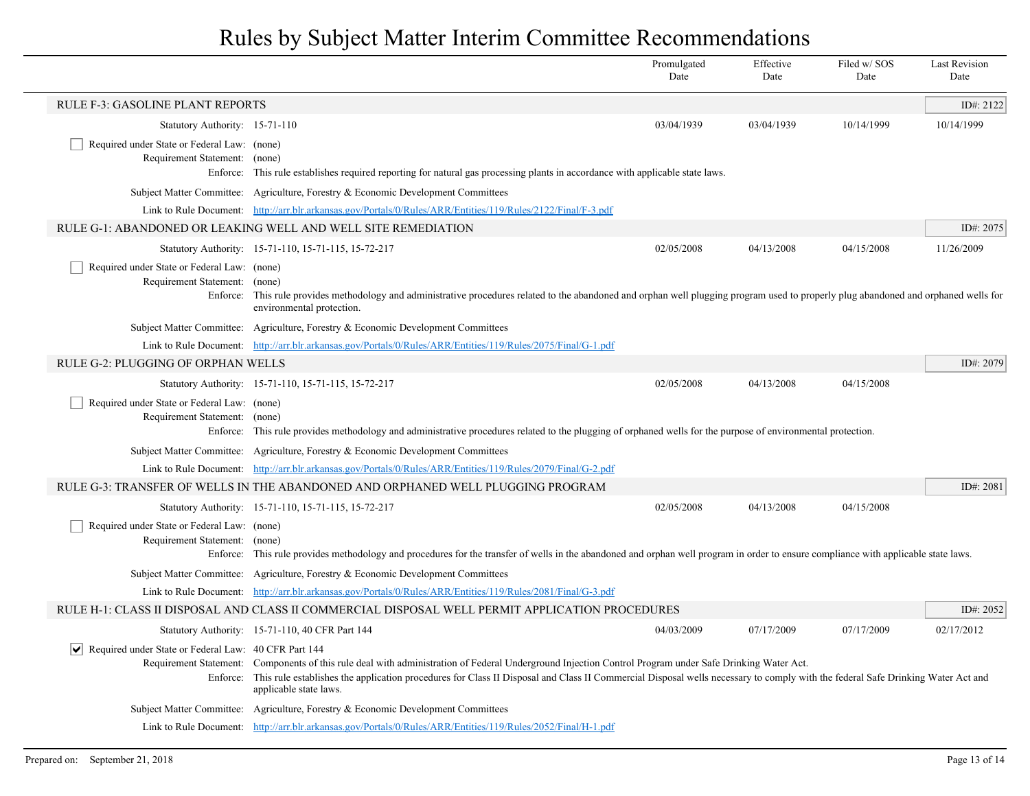# Rules by Subject Matter Interim Committee Recommendations

| | Promulgated Date | Effective Date | Filed w/ SOS Date | Last Revision Date |
|---|---|---|---|---|

## RULE F-3: GASOLINE PLANT REPORTS

ID#: 2122

| | Promulgated Date | Effective Date | Filed w/ SOS Date | Last Revision Date |
|---|---|---|---|---|
| Statutory Authority: 15-71-110 | 03/04/1939 | 03/04/1939 | 10/14/1999 | 10/14/1999 |

- [ ] Required under State or Federal Law: (none)

Requirement Statement: (none)

Enforce: This rule establishes required reporting for natural gas processing plants in accordance with applicable state laws.

Subject Matter Committee: Agriculture, Forestry & Economic Development Committees

Link to Rule Document: http://arr.blr.arkansas.gov/Portals/0/Rules/ARR/Entities/119/Rules/2122/Final/F-3.pdf

## RULE G-1: ABANDONED OR LEAKING WELL AND WELL SITE REMEDIATION

ID#: 2075

| | Promulgated Date | Effective Date | Filed w/ SOS Date | Last Revision Date |
|---|---|---|---|---|
| Statutory Authority: 15-71-110, 15-71-115, 15-72-217 | 02/05/2008 | 04/13/2008 | 04/15/2008 | 11/26/2009 |

- [ ] Required under State or Federal Law: (none)

Requirement Statement: (none)

Enforce: This rule provides methodology and administrative procedures related to the abandoned and orphan well plugging program used to properly plug abandoned and orphaned wells for environmental protection.

Subject Matter Committee: Agriculture, Forestry & Economic Development Committees

Link to Rule Document: http://arr.blr.arkansas.gov/Portals/0/Rules/ARR/Entities/119/Rules/2075/Final/G-1.pdf

## RULE G-2: PLUGGING OF ORPHAN WELLS

ID#: 2079

| | Promulgated Date | Effective Date | Filed w/ SOS Date | Last Revision Date |
|---|---|---|---|---|
| Statutory Authority: 15-71-110, 15-71-115, 15-72-217 | 02/05/2008 | 04/13/2008 | 04/15/2008 | |

- [ ] Required under State or Federal Law: (none)

Requirement Statement: (none)

Enforce: This rule provides methodology and administrative procedures related to the plugging of orphaned wells for the purpose of environmental protection.

Subject Matter Committee: Agriculture, Forestry & Economic Development Committees

Link to Rule Document: http://arr.blr.arkansas.gov/Portals/0/Rules/ARR/Entities/119/Rules/2079/Final/G-2.pdf

## RULE G-3: TRANSFER OF WELLS IN THE ABANDONED AND ORPHANED WELL PLUGGING PROGRAM

ID#: 2081

| | Promulgated Date | Effective Date | Filed w/ SOS Date | Last Revision Date |
|---|---|---|---|---|
| Statutory Authority: 15-71-110, 15-71-115, 15-72-217 | 02/05/2008 | 04/13/2008 | 04/15/2008 | |

- [ ] Required under State or Federal Law: (none)

Requirement Statement: (none)

Enforce: This rule provides methodology and procedures for the transfer of wells in the abandoned and orphan well program in order to ensure compliance with applicable state laws.

Subject Matter Committee: Agriculture, Forestry & Economic Development Committees

Link to Rule Document: http://arr.blr.arkansas.gov/Portals/0/Rules/ARR/Entities/119/Rules/2081/Final/G-3.pdf

## RULE H-1: CLASS II DISPOSAL AND CLASS II COMMERCIAL DISPOSAL WELL PERMIT APPLICATION PROCEDURES

ID#: 2052

| | Promulgated Date | Effective Date | Filed w/ SOS Date | Last Revision Date |
|---|---|---|---|---|
| Statutory Authority: 15-71-110, 40 CFR Part 144 | 04/03/2009 | 07/17/2009 | 07/17/2009 | 02/17/2012 |

- [x] Required under State or Federal Law: 40 CFR Part 144

Requirement Statement: Components of this rule deal with administration of Federal Underground Injection Control Program under Safe Drinking Water Act.

Enforce: This rule establishes the application procedures for Class II Disposal and Class II Commercial Disposal wells necessary to comply with the federal Safe Drinking Water Act and applicable state laws.

Subject Matter Committee: Agriculture, Forestry & Economic Development Committees

Link to Rule Document: http://arr.blr.arkansas.gov/Portals/0/Rules/ARR/Entities/119/Rules/2052/Final/H-1.pdf

Prepared on: September 21, 2018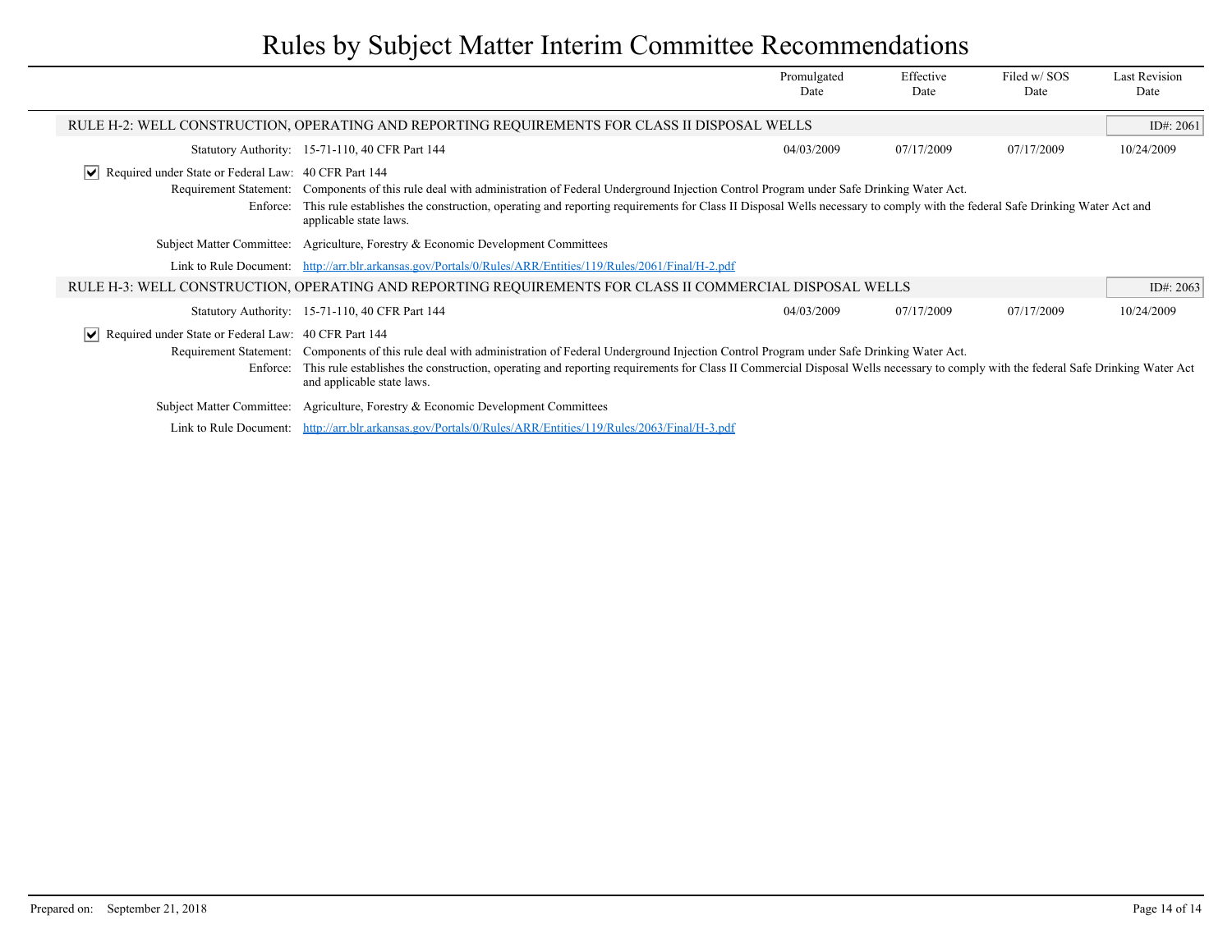# Rules by Subject Matter Interim Committee Recommendations

| | Promulgated Date | Effective Date | Filed w/ SOS Date | Last Revision Date |
|---|---|---|---|---|

## RULE H-2: WELL CONSTRUCTION, OPERATING AND REPORTING REQUIREMENTS FOR CLASS II DISPOSAL WELLS

ID#: 2061

| | Promulgated Date | Effective Date | Filed w/ SOS Date | Last Revision Date |
|---|---|---|---|---|
| Statutory Authority: 15-71-110, 40 CFR Part 144 | 04/03/2009 | 07/17/2009 | 07/17/2009 | 10/24/2009 |

☑ Required under State or Federal Law: 40 CFR Part 144

Requirement Statement: Components of this rule deal with administration of Federal Underground Injection Control Program under Safe Drinking Water Act.

Enforce: This rule establishes the construction, operating and reporting requirements for Class II Disposal Wells necessary to comply with the federal Safe Drinking Water Act and applicable state laws.

Subject Matter Committee: Agriculture, Forestry & Economic Development Committees

Link to Rule Document: http://arr.blr.arkansas.gov/Portals/0/Rules/ARR/Entities/119/Rules/2061/Final/H-2.pdf

## RULE H-3: WELL CONSTRUCTION, OPERATING AND REPORTING REQUIREMENTS FOR CLASS II COMMERCIAL DISPOSAL WELLS

ID#: 2063

| | Promulgated Date | Effective Date | Filed w/ SOS Date | Last Revision Date |
|---|---|---|---|---|
| Statutory Authority: 15-71-110, 40 CFR Part 144 | 04/03/2009 | 07/17/2009 | 07/17/2009 | 10/24/2009 |

☑ Required under State or Federal Law: 40 CFR Part 144

Requirement Statement: Components of this rule deal with administration of Federal Underground Injection Control Program under Safe Drinking Water Act.

Enforce: This rule establishes the construction, operating and reporting requirements for Class II Commercial Disposal Wells necessary to comply with the federal Safe Drinking Water Act and applicable state laws.

Subject Matter Committee: Agriculture, Forestry & Economic Development Committees

Link to Rule Document: http://arr.blr.arkansas.gov/Portals/0/Rules/ARR/Entities/119/Rules/2063/Final/H-3.pdf

Prepared on: September 21, 2018